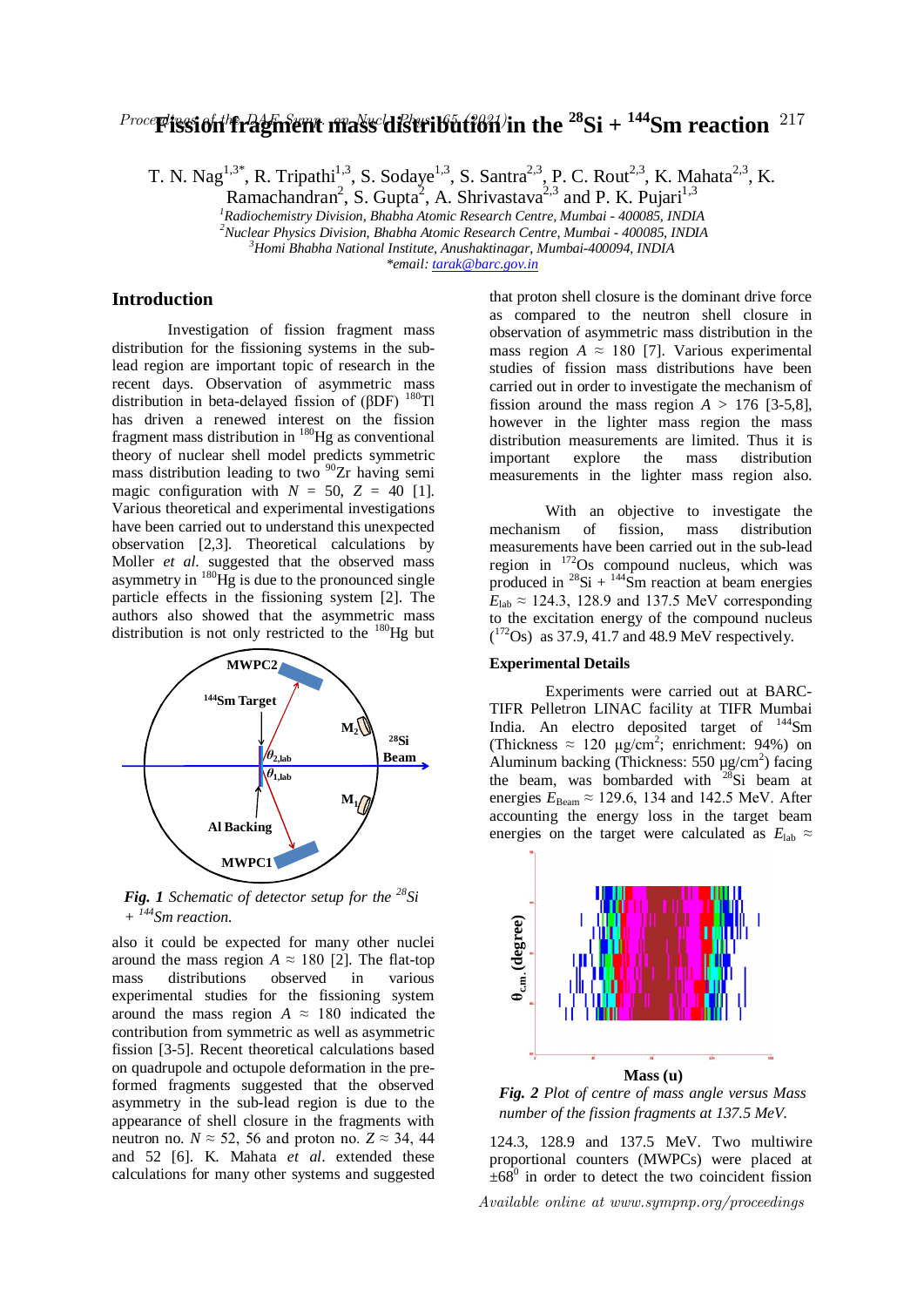# Fission fragment mass distribution in the $^{28}Si$ + $^{144}Sm$ reaction

T. N. Nag[1,3*], R. Tripathi[1,3], S. Sodaye[1,3], S. Santra[2,3], P. C. Rout[2,3], K. Mahata[2,3], K. Ramachandran[2], S. Gupta[2], A. Shrivastava[2,3] and P. K. Pujari[1,3]

[1]*Radiochemistry Division, Bhabha Atomic Research Centre, Mumbai - 400085, INDIA*
[2]*Nuclear Physics Division, Bhabha Atomic Research Centre, Mumbai - 400085, INDIA*
[3]*Homi Bhabha National Institute, Anushaktinagar, Mumbai-400094, INDIA*
*\*email: tarak@barc.gov.in*

## Introduction

Investigation of fission fragment mass distribution for the fissioning systems in the sub-lead region are important topic of research in the recent days. Observation of asymmetric mass distribution in beta-delayed fission of (βDF) $^{180}$Tl has driven a renewed interest on the fission fragment mass distribution in $^{180}$Hg as conventional theory of nuclear shell model predicts symmetric mass distribution leading to two $^{90}$Zr having semi magic configuration with $N$ = 50, $Z$ = 40 [1]. Various theoretical and experimental investigations have been carried out to understand this unexpected observation [2,3]. Theoretical calculations by Moller *et al.* suggested that the observed mass asymmetry in $^{180}$Hg is due to the pronounced single particle effects in the fissioning system [2]. The authors also showed that the asymmetric mass distribution is not only restricted to the $^{180}$Hg but also it could be expected for many other nuclei around the mass region $A \approx 180$ [2]. The flat-top mass distributions observed in various experimental studies for the fissioning system around the mass region $A \approx 180$ indicated the contribution from symmetric as well as asymmetric fission [3-5]. Recent theoretical calculations based on quadrupole and octupole deformation in the pre-formed fragments suggested that the observed asymmetry in the sub-lead region is due to the appearance of shell closure in the fragments with neutron no. $N \approx 52$, 56 and proton no. $Z \approx 34$, 44 and 52 [6]. K. Mahata *et al*. extended these calculations for many other systems and suggested that proton shell closure is the dominant drive force as compared to the neutron shell closure in observation of asymmetric mass distribution in the mass region $A \approx 180$ [7]. Various experimental studies of fission mass distributions have been carried out in order to investigate the mechanism of fission around the mass region $A > 176$ [3-5,8], however in the lighter mass region the mass distribution measurements are limited. Thus it is important explore the mass distribution measurements in the lighter mass region also.

***Fig. 1*** *Schematic of detector setup for the $^{28}$Si + $^{144}$Sm reaction.*

With an objective to investigate the mechanism of fission, mass distribution measurements have been carried out in the sub-lead region in $^{172}$Os compound nucleus, which was produced in $^{28}$Si + $^{144}$Sm reaction at beam energies $E_{lab} \approx 124.3$, 128.9 and 137.5 MeV corresponding to the excitation energy of the compound nucleus ($^{172}$Os) as 37.9, 41.7 and 48.9 MeV respectively.

### Experimental Details

Experiments were carried out at BARC-TIFR Pelletron LINAC facility at TIFR Mumbai India. An electro deposited target of $^{144}$Sm (Thickness ≈ 120 μg/cm$^2$; enrichment: 94%) on Aluminum backing (Thickness: 550 μg/cm$^2$) facing the beam, was bombarded with $^{28}$Si beam at energies $E_{Beam} \approx 129.6$, 134 and 142.5 MeV. After accounting the energy loss in the target beam energies on the target were calculated as $E_{lab} \approx$ 124.3, 128.9 and 137.5 MeV. Two multiwire proportional counters (MWPCs) were placed at ±68$^0$ in order to detect the two coincident fission

***Fig. 2*** *Plot of centre of mass angle versus Mass number of the fission fragments at 137.5 MeV.*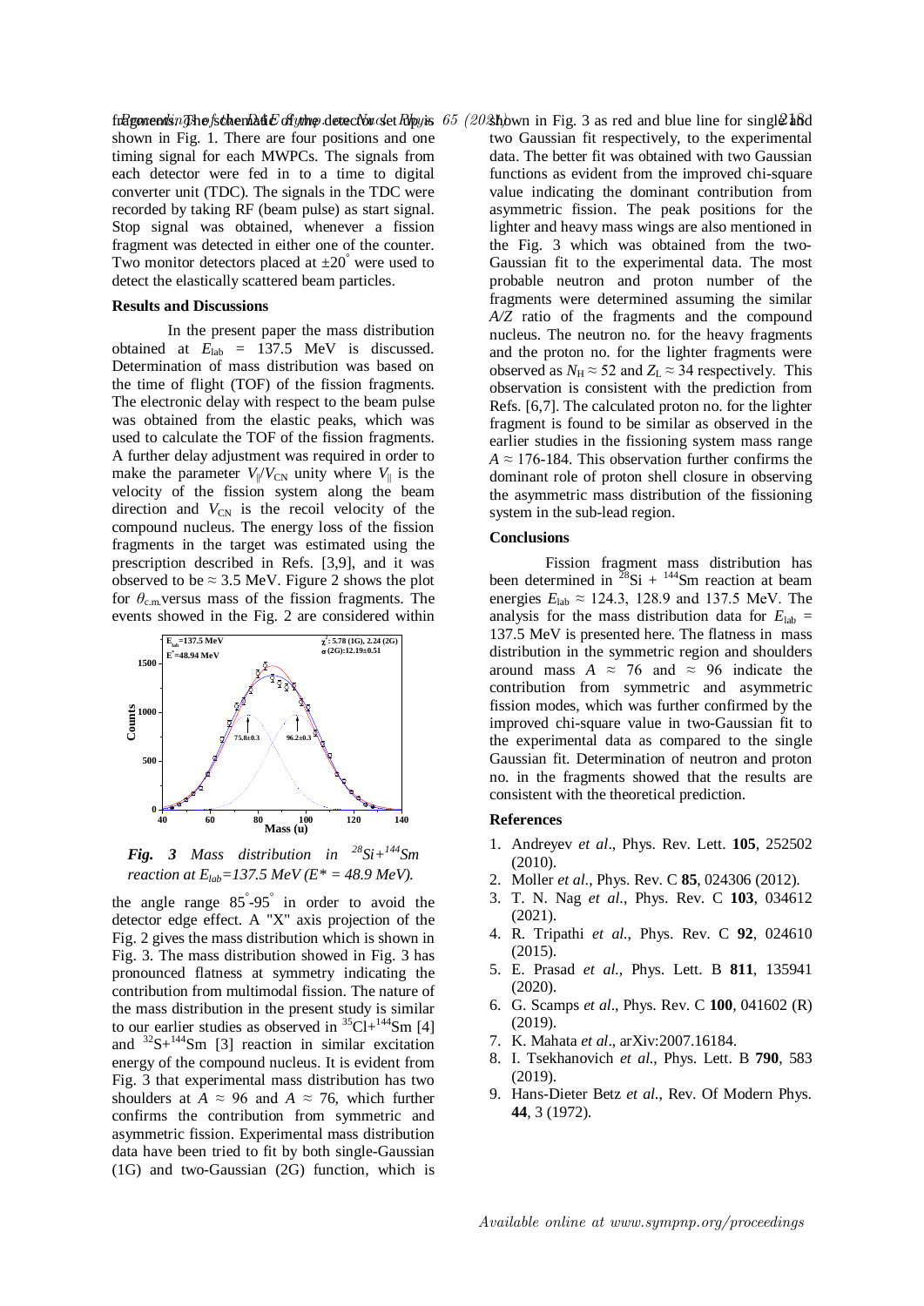fragments. The schematic of the detector set up is shown in Fig. 1. There are four positions and one timing signal for each MWPCs. The signals from each detector were fed in to a time to digital converter unit (TDC). The signals in the TDC were recorded by taking RF (beam pulse) as start signal. Stop signal was obtained, whenever a fission fragment was detected in either one of the counter. Two monitor detectors placed at $\pm 20^{\circ}$ were used to detect the elastically scattered beam particles.

## Results and Discussions

In the present paper the mass distribution obtained at $E_{\mathrm{lab}}$ = 137.5 MeV is discussed. Determination of mass distribution was based on the time of flight (TOF) of the fission fragments. The electronic delay with respect to the beam pulse was obtained from the elastic peaks, which was used to calculate the TOF of the fission fragments. A further delay adjustment was required in order to make the parameter $V_{\parallel}/V_{\mathrm{CN}}$ unity where $V_{\parallel}$ is the velocity of the fission system along the beam direction and $V_{\mathrm{CN}}$ is the recoil velocity of the compound nucleus. The energy loss of the fission fragments in the target was estimated using the prescription described in Refs. [3,9], and it was observed to be $\approx$ 3.5 MeV. Figure 2 shows the plot for $\theta_{\mathrm{c.m.}}$ versus mass of the fission fragments. The events showed in the Fig. 2 are considered within

$E_{lab}$=137.5 MeV
$E^*$=48.94 MeV
$\chi^2$: 5.78 (1G), 2.24 (2G)
$\sigma$ (2G):12.19±0.51
75.8±0.3
96.2±0.3
Counts
Mass (u)

***Fig. 3** Mass distribution in $^{28}Si+^{144}Sm$ reaction at $E_{lab}$=137.5 MeV ($E^*$ = 48.9 MeV).*

the angle range 85°-95° in order to avoid the detector edge effect. A "X" axis projection of the Fig. 2 gives the mass distribution which is shown in Fig. 3. The mass distribution showed in Fig. 3 has pronounced flatness at symmetry indicating the contribution from multimodal fission. The nature of the mass distribution in the present study is similar to our earlier studies as observed in $^{35}$Cl+$^{144}$Sm [4] and $^{32}$S+$^{144}$Sm [3] reaction in similar excitation energy of the compound nucleus. It is evident from Fig. 3 that experimental mass distribution has two shoulders at $A \approx 96$ and $A \approx 76$, which further confirms the contribution from symmetric and asymmetric fission. Experimental mass distribution data have been tried to fit by both single-Gaussian (1G) and two-Gaussian (2G) function, which is shown in Fig. 3 as red and blue line for single and two Gaussian fit respectively, to the experimental data. The better fit was obtained with two Gaussian functions as evident from the improved chi-square value indicating the dominant contribution from asymmetric fission. The peak positions for the lighter and heavy mass wings are also mentioned in the Fig. 3 which was obtained from the two-Gaussian fit to the experimental data. The most probable neutron and proton number of the fragments were determined assuming the similar $A/Z$ ratio of the fragments and the compound nucleus. The neutron no. for the heavy fragments and the proton no. for the lighter fragments were observed as $N_{\mathrm{H}} \approx 52$ and $Z_{\mathrm{L}} \approx 34$ respectively. This observation is consistent with the prediction from Refs. [6,7]. The calculated proton no. for the lighter fragment is found to be similar as observed in the earlier studies in the fissioning system mass range $A \approx 176$-184. This observation further confirms the dominant role of proton shell closure in observing the asymmetric mass distribution of the fissioning system in the sub-lead region.

## Conclusions

Fission fragment mass distribution has been determined in $^{28}$Si + $^{144}$Sm reaction at beam energies $E_{\mathrm{lab}} \approx$ 124.3, 128.9 and 137.5 MeV. The analysis for the mass distribution data for $E_{\mathrm{lab}}$ = 137.5 MeV is presented here. The flatness in mass distribution in the symmetric region and shoulders around mass $A \approx 76$ and $\approx 96$ indicate the contribution from symmetric and asymmetric fission modes, which was further confirmed by the improved chi-square value in two-Gaussian fit to the experimental data as compared to the single Gaussian fit. Determination of neutron and proton no. in the fragments showed that the results are consistent with the theoretical prediction.

## References

1. Andreyev *et al*., Phys. Rev. Lett. **105**, 252502 (2010).
2. Moller *et al.*, Phys. Rev. C **85**, 024306 (2012).
3. T. N. Nag *et al.*, Phys. Rev. C **103**, 034612 (2021).
4. R. Tripathi *et al.*, Phys. Rev. C **92**, 024610 (2015).
5. E. Prasad *et al.*, Phys. Lett. B **811**, 135941 (2020).
6. G. Scamps *et al*., Phys. Rev. C **100**, 041602 (R) (2019).
7. K. Mahata *et al*., arXiv:2007.16184.
8. I. Tsekhanovich *et al.*, Phys. Lett. B **790**, 583 (2019).
9. Hans-Dieter Betz *et al.*, Rev. Of Modern Phys. **44**, 3 (1972).